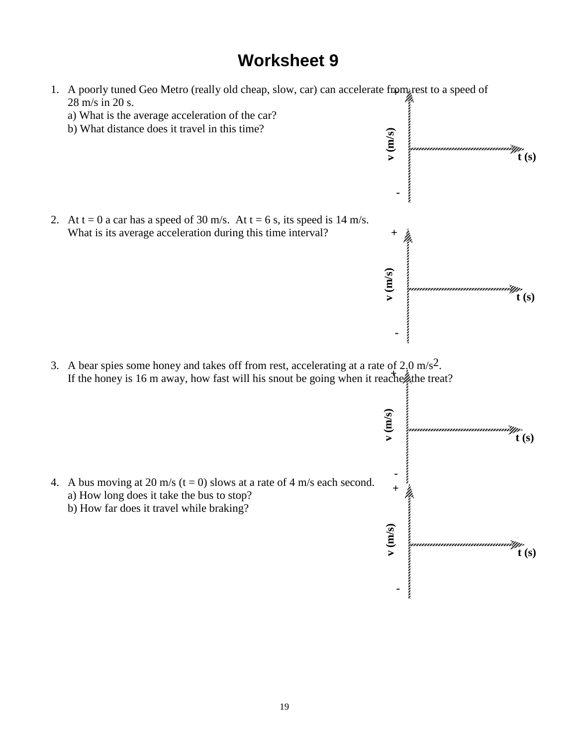# Worksheet 9

1. A poorly tuned Geo Metro (really old cheap, slow, car) can accelerate from rest to a speed of 28 m/s in 20 s.
   a) What is the average acceleration of the car?
   b) What distance does it travel in this time?

   + v (m/s) t (s) -

2. At t = 0 a car has a speed of 30 m/s. At t = 6 s, its speed is 14 m/s. What is its average acceleration during this time interval?

   + v (m/s) t (s) -

3. A bear spies some honey and takes off from rest, accelerating at a rate of 2.0 $m/s^2$. If the honey is 16 m away, how fast will his snout be going when it reaches the treat?

   + v (m/s) t (s) -

4. A bus moving at 20 m/s (t = 0) slows at a rate of 4 m/s each second.
   a) How long does it take the bus to stop?
   b) How far does it travel while braking?

   + v (m/s) t (s) -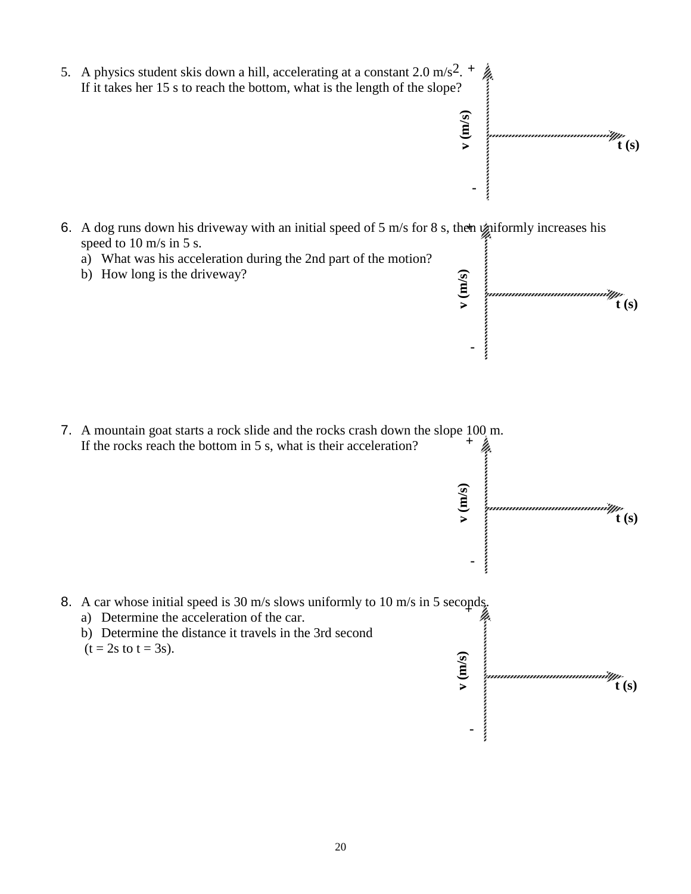5. A physics student skis down a hill, accelerating at a constant 2.0 m/$s^2$. If it takes her 15 s to reach the bottom, what is the length of the slope?

+

v (m/s)

t (s)

-

6. A dog runs down his driveway with an initial speed of 5 m/s for 8 s, then uniformly increases his speed to 10 m/s in 5 s.
   a) What was his acceleration during the 2nd part of the motion?
   b) How long is the driveway?

+

v (m/s)

t (s)

-

7. A mountain goat starts a rock slide and the rocks crash down the slope 100 m. If the rocks reach the bottom in 5 s, what is their acceleration?

+

v (m/s)

t (s)

-

8. A car whose initial speed is 30 m/s slows uniformly to 10 m/s in 5 seconds.
   a) Determine the acceleration of the car.
   b) Determine the distance it travels in the 3rd second (t = 2s to t = 3s).

+

v (m/s)

t (s)

-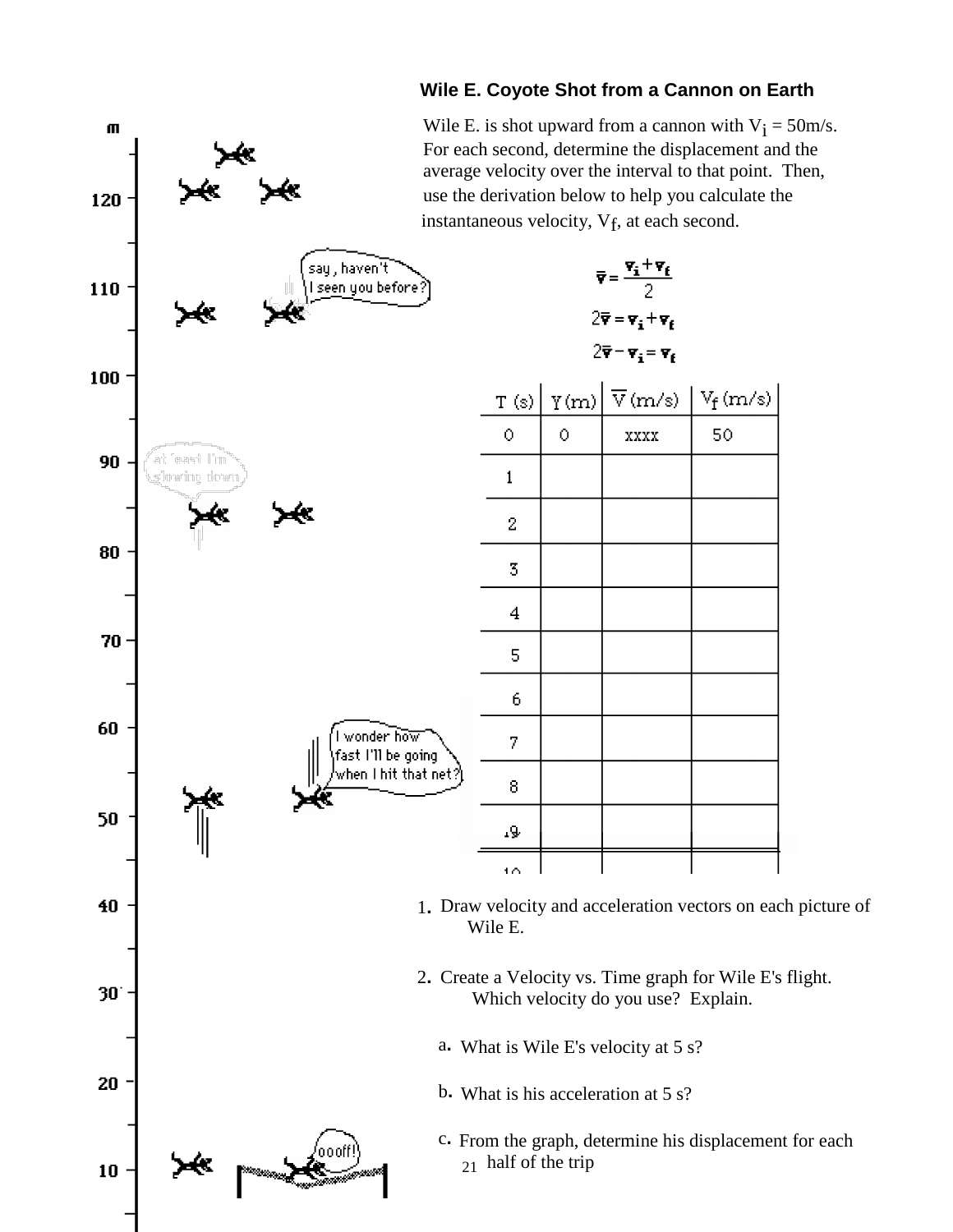# Wile E. Coyote Shot from a Cannon on Earth

Wile E. is shot upward from a cannon with $V_i$ = 50m/s. For each second, determine the displacement and the average velocity over the interval to that point. Then, use the derivation below to help you calculate the instantaneous velocity, $V_f$, at each second.

$$\bar{v} = \frac{v_i + v_f}{2}$$

$$2\bar{v} = v_i + v_f$$

$$2\bar{v} - v_i = v_f$$

| T (s) | Y (m) | $\overline{V}$ (m/s) | $V_f$ (m/s) |
|---|---|---|---|
| 0 | 0 | xxxx | 50 |
| 1 | | | |
| 2 | | | |
| 3 | | | |
| 4 | | | |
| 5 | | | |
| 6 | | | |
| 7 | | | |
| 8 | | | |
| 9 | | | |
| 10 | | | |

1. Draw velocity and acceleration vectors on each picture of Wile E.

2. Create a Velocity vs. Time graph for Wile E's flight. Which velocity do you use? Explain.

   a. What is Wile E's velocity at 5 s?

   b. What is his acceleration at 5 s?

   c. From the graph, determine his displacement for each half of the trip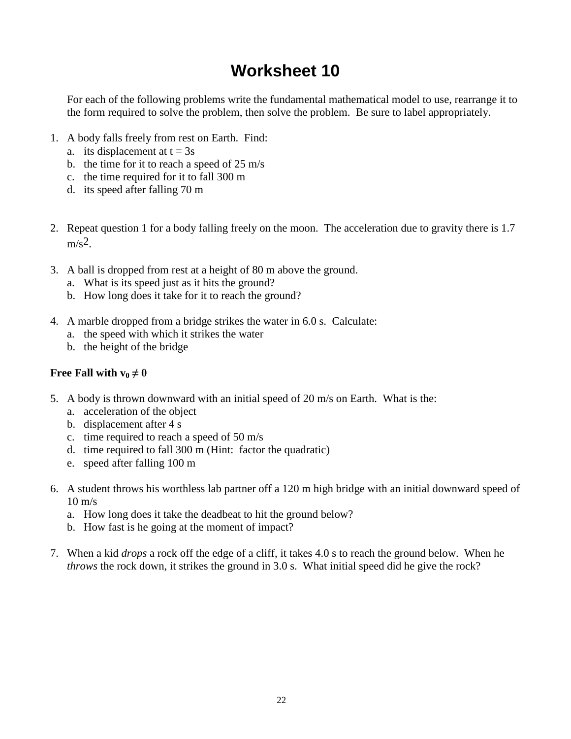# Worksheet 10

For each of the following problems write the fundamental mathematical model to use, rearrange it to the form required to solve the problem, then solve the problem. Be sure to label appropriately.

1. A body falls freely from rest on Earth. Find:
   a. its displacement at t = 3s
   b. the time for it to reach a speed of 25 m/s
   c. the time required for it to fall 300 m
   d. its speed after falling 70 m

2. Repeat question 1 for a body falling freely on the moon. The acceleration due to gravity there is 1.7 $m/s^2$.

3. A ball is dropped from rest at a height of 80 m above the ground.
   a. What is its speed just as it hits the ground?
   b. How long does it take for it to reach the ground?

4. A marble dropped from a bridge strikes the water in 6.0 s. Calculate:
   a. the speed with which it strikes the water
   b. the height of the bridge

**Free Fall with $v_0 \neq 0$**

5. A body is thrown downward with an initial speed of 20 m/s on Earth. What is the:
   a. acceleration of the object
   b. displacement after 4 s
   c. time required to reach a speed of 50 m/s
   d. time required to fall 300 m (Hint: factor the quadratic)
   e. speed after falling 100 m

6. A student throws his worthless lab partner off a 120 m high bridge with an initial downward speed of 10 m/s
   a. How long does it take the deadbeat to hit the ground below?
   b. How fast is he going at the moment of impact?

7. When a kid *drops* a rock off the edge of a cliff, it takes 4.0 s to reach the ground below. When he *throws* the rock down, it strikes the ground in 3.0 s. What initial speed did he give the rock?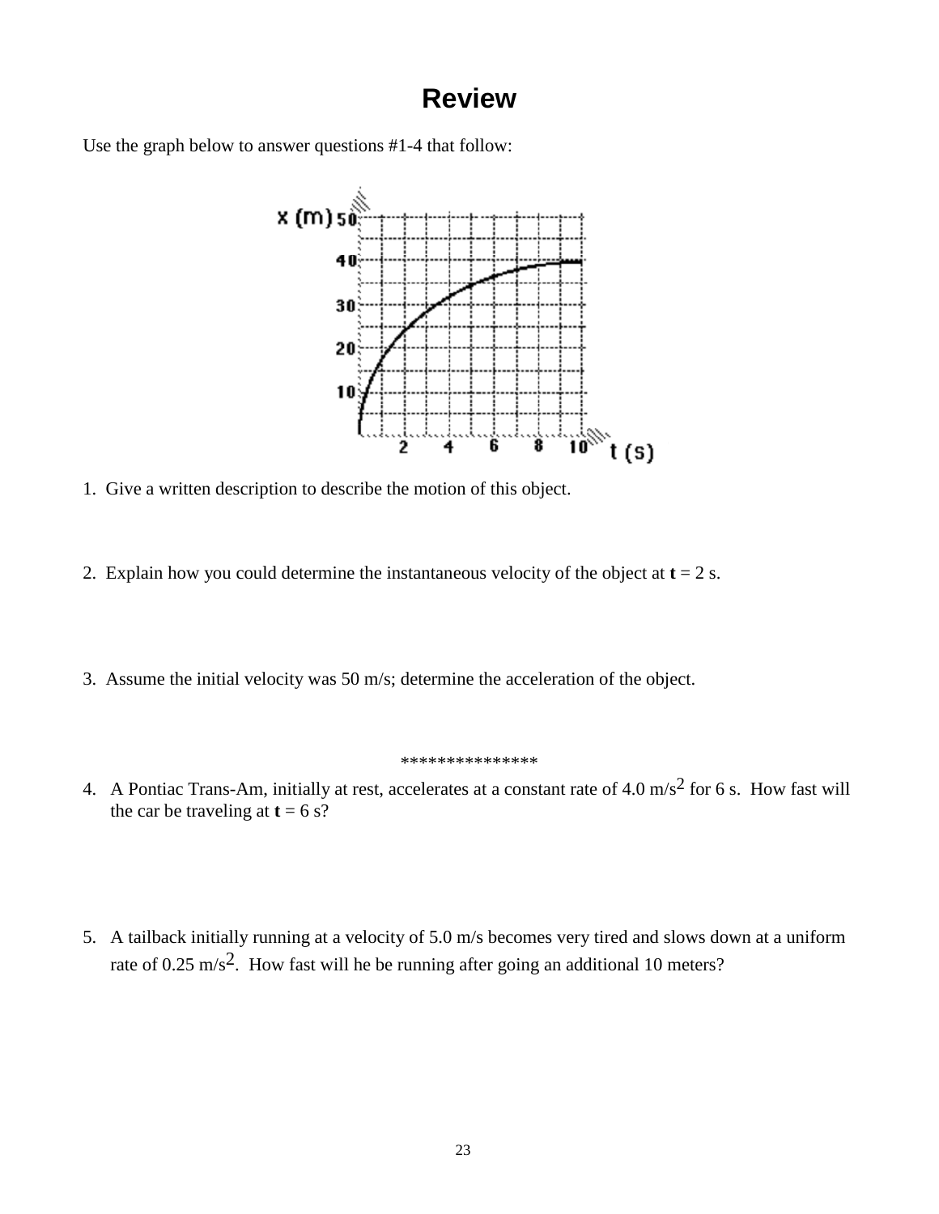# Review

Use the graph below to answer questions #1-4 that follow:

1. Give a written description to describe the motion of this object.

2. Explain how you could determine the instantaneous velocity of the object at **t** = 2 s.

3. Assume the initial velocity was 50 m/s; determine the acceleration of the object.

***************

4. A Pontiac Trans-Am, initially at rest, accelerates at a constant rate of 4.0 m/s$^2$ for 6 s. How fast will the car be traveling at **t** = 6 s?

5. A tailback initially running at a velocity of 5.0 m/s becomes very tired and slows down at a uniform rate of 0.25 m/s$^2$. How fast will he be running after going an additional 10 meters?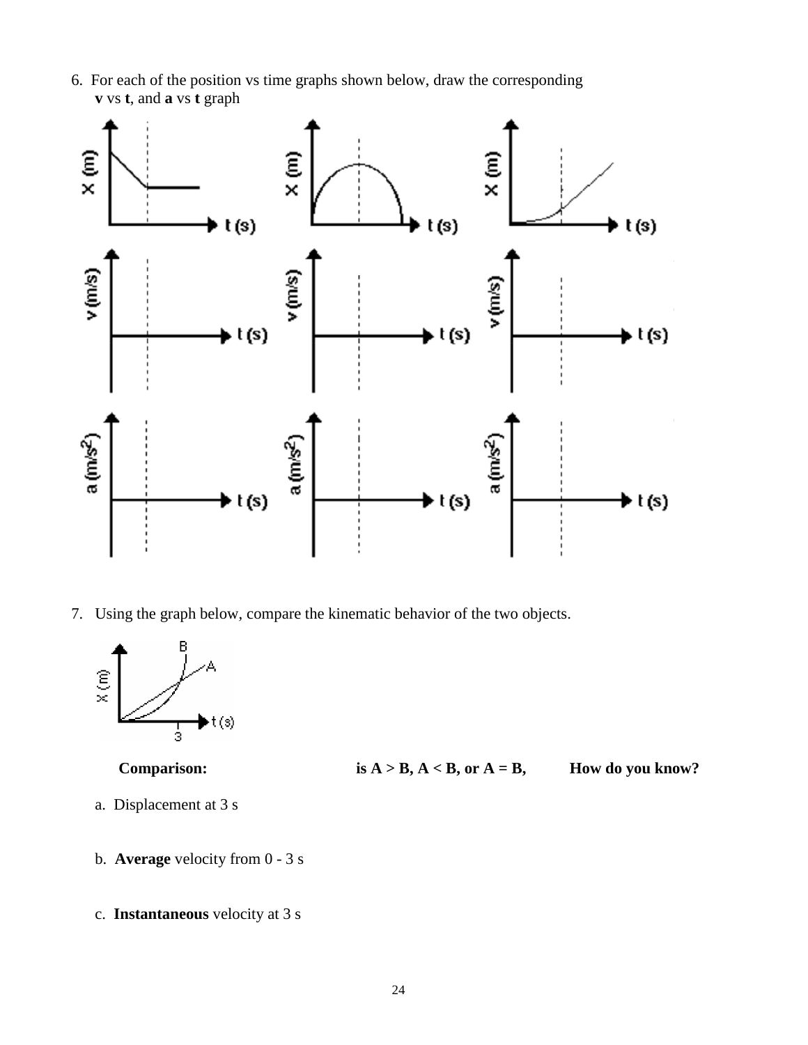6. For each of the position vs time graphs shown below, draw the corresponding **v** vs **t**, and **a** vs **t** graph

7. Using the graph below, compare the kinematic behavior of the two objects.

| **Comparison:** | **is A > B, A < B, or A = B,** | **How do you know?** |
|---|---|---|
| a. Displacement at 3 s | | |
| b. **Average** velocity from 0 - 3 s | | |
| c. **Instantaneous** velocity at 3 s | | |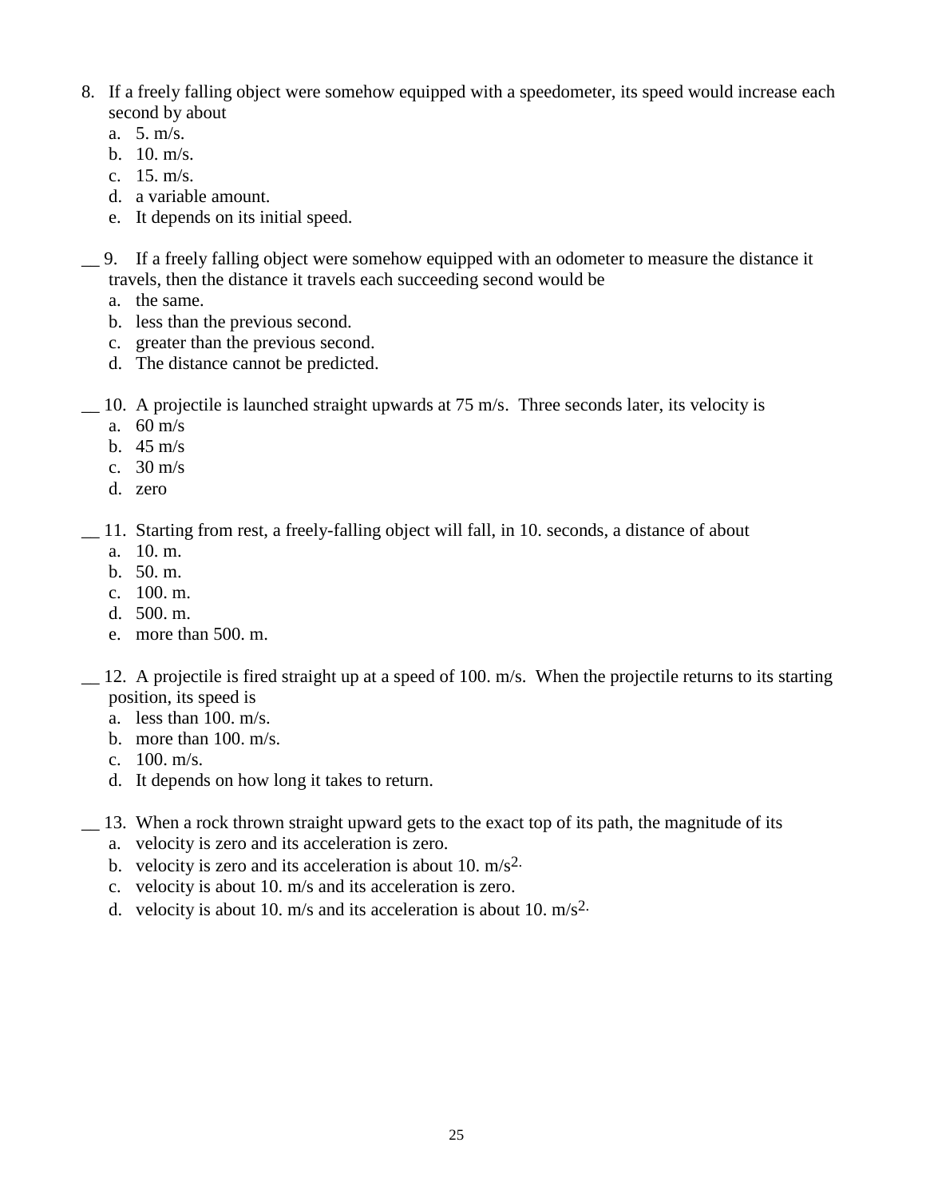8. If a freely falling object were somehow equipped with a speedometer, its speed would increase each second by about
   a. 5. m/s.
   b. 10. m/s.
   c. 15. m/s.
   d. a variable amount.
   e. It depends on its initial speed.

__ 9. If a freely falling object were somehow equipped with an odometer to measure the distance it travels, then the distance it travels each succeeding second would be
   a. the same.
   b. less than the previous second.
   c. greater than the previous second.
   d. The distance cannot be predicted.

__ 10. A projectile is launched straight upwards at 75 m/s. Three seconds later, its velocity is
   a. 60 m/s
   b. 45 m/s
   c. 30 m/s
   d. zero

__ 11. Starting from rest, a freely-falling object will fall, in 10. seconds, a distance of about
   a. 10. m.
   b. 50. m.
   c. 100. m.
   d. 500. m.
   e. more than 500. m.

__ 12. A projectile is fired straight up at a speed of 100. m/s. When the projectile returns to its starting position, its speed is
   a. less than 100. m/s.
   b. more than 100. m/s.
   c. 100. m/s.
   d. It depends on how long it takes to return.

__ 13. When a rock thrown straight upward gets to the exact top of its path, the magnitude of its
   a. velocity is zero and its acceleration is zero.
   b. velocity is zero and its acceleration is about 10. $m/s^2$.
   c. velocity is about 10. m/s and its acceleration is zero.
   d. velocity is about 10. m/s and its acceleration is about 10. $m/s^2$.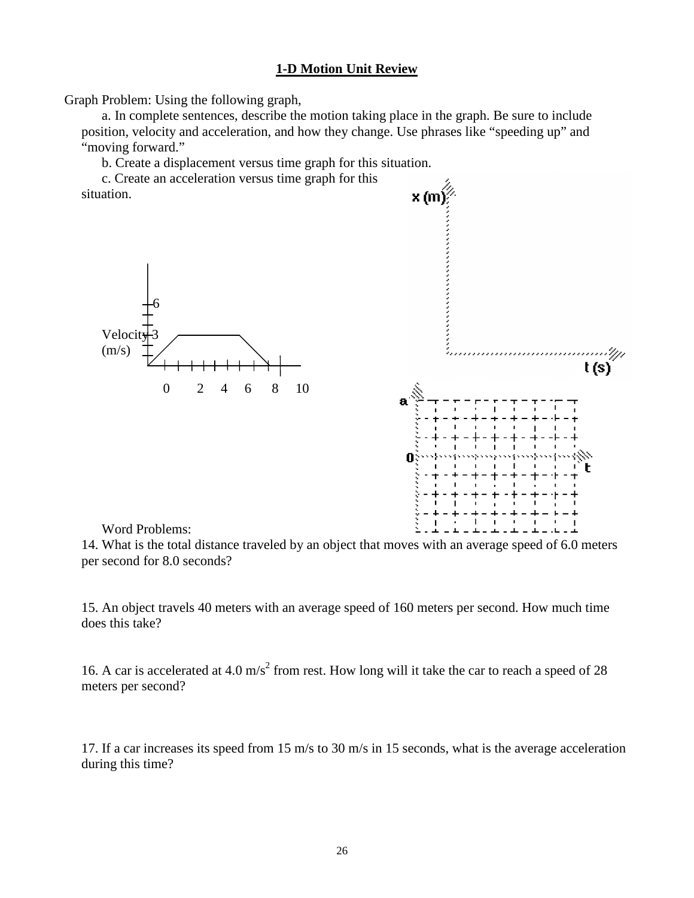# 1-D Motion Unit Review

Graph Problem: Using the following graph,

a. In complete sentences, describe the motion taking place in the graph. Be sure to include position, velocity and acceleration, and how they change. Use phrases like "speeding up" and "moving forward."

b. Create a displacement versus time graph for this situation.

c. Create an acceleration versus time graph for this situation.

Word Problems:

14. What is the total distance traveled by an object that moves with an average speed of 6.0 meters per second for 8.0 seconds?

15. An object travels 40 meters with an average speed of 160 meters per second. How much time does this take?

16. A car is accelerated at 4.0 $m/s^2$ from rest. How long will it take the car to reach a speed of 28 meters per second?

17. If a car increases its speed from 15 m/s to 30 m/s in 15 seconds, what is the average acceleration during this time?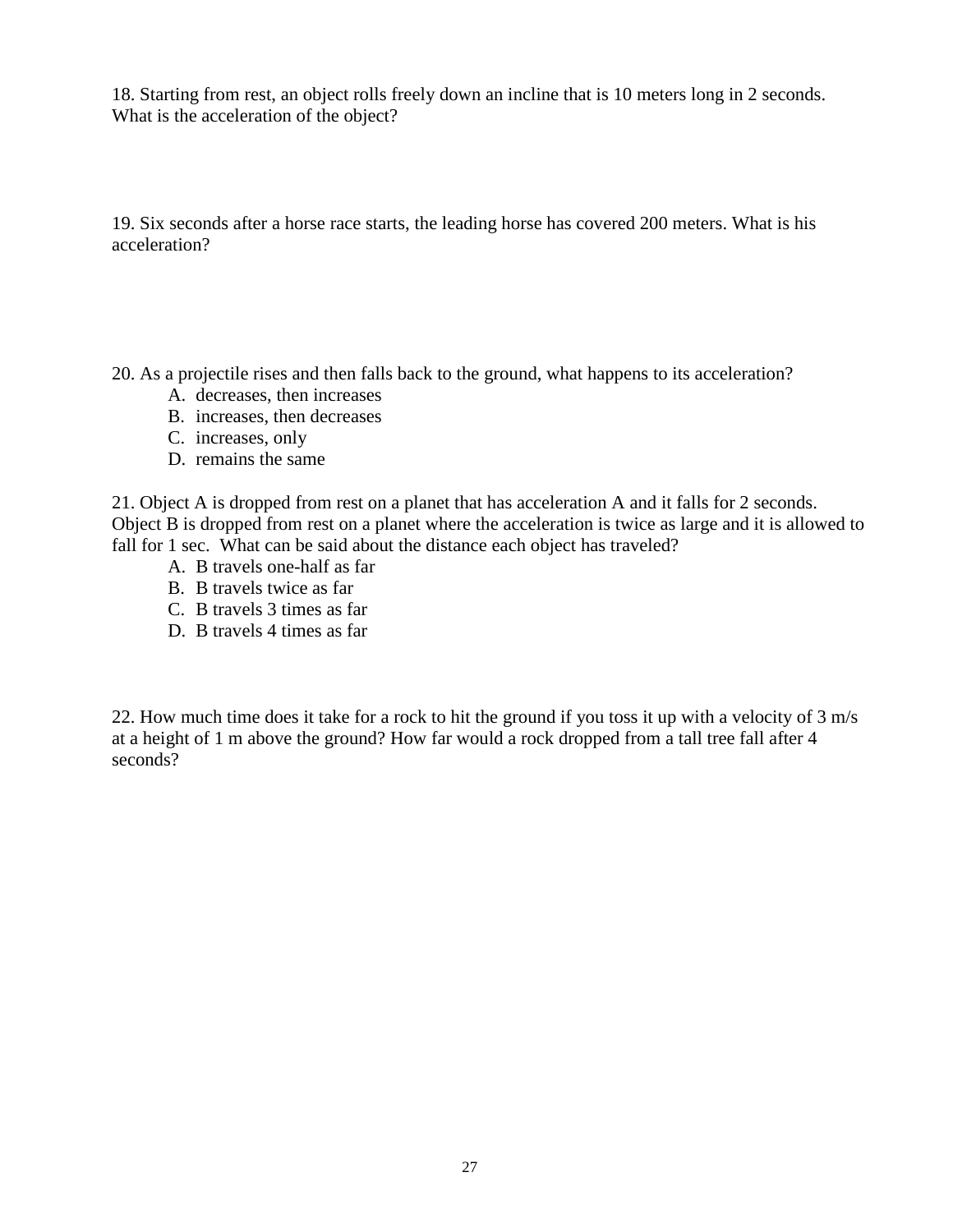18. Starting from rest, an object rolls freely down an incline that is 10 meters long in 2 seconds. What is the acceleration of the object?

19. Six seconds after a horse race starts, the leading horse has covered 200 meters. What is his acceleration?

20. As a projectile rises and then falls back to the ground, what happens to its acceleration?

A. decreases, then increases
B. increases, then decreases
C. increases, only
D. remains the same

21. Object A is dropped from rest on a planet that has acceleration A and it falls for 2 seconds. Object B is dropped from rest on a planet where the acceleration is twice as large and it is allowed to fall for 1 sec. What can be said about the distance each object has traveled?

A. B travels one-half as far
B. B travels twice as far
C. B travels 3 times as far
D. B travels 4 times as far

22. How much time does it take for a rock to hit the ground if you toss it up with a velocity of 3 m/s at a height of 1 m above the ground? How far would a rock dropped from a tall tree fall after 4 seconds?